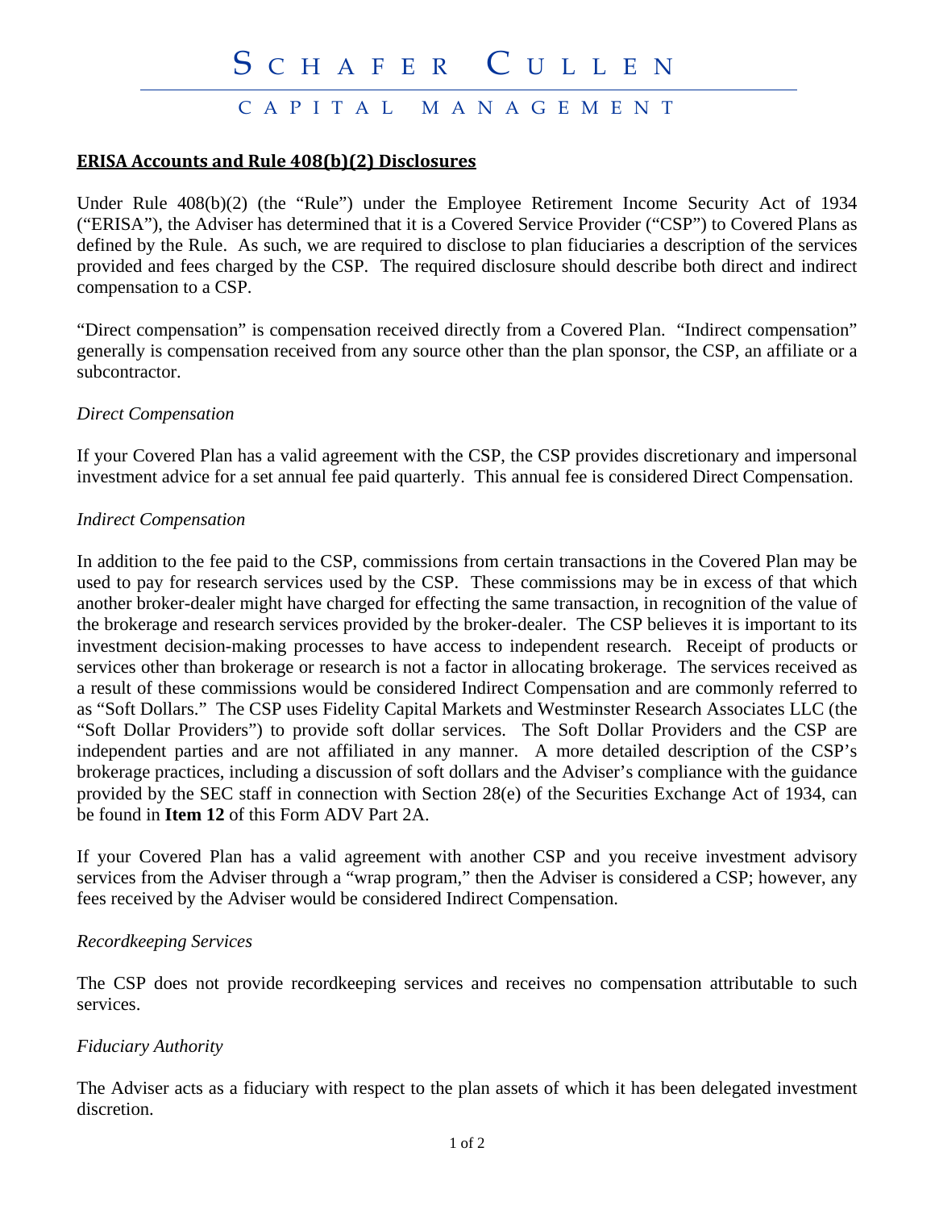# SCHAFER CULLEN

## CAPITAL MANAGEMENT

**ERISA Accounts and Rule 408(b)(2) Disclosures**

Under Rule 408(b)(2) (the "Rule") under the Employee Retirement Income Security Act of 1934 ("ERISA"), the Adviser has determined that it is a Covered Service Provider ("CSP") to Covered Plans as defined by the Rule. As such, we are required to disclose to plan fiduciaries a description of the services provided and fees charged by the CSP. The required disclosure should describe both direct and indirect compensation to a CSP.

"Direct compensation" is compensation received directly from a Covered Plan. "Indirect compensation" generally is compensation received from any source other than the plan sponsor, the CSP, an affiliate or a subcontractor.

*Direct Compensation*

If your Covered Plan has a valid agreement with the CSP, the CSP provides discretionary and impersonal investment advice for a set annual fee paid quarterly. This annual fee is considered Direct Compensation.

*Indirect Compensation*

In addition to the fee paid to the CSP, commissions from certain transactions in the Covered Plan may be used to pay for research services used by the CSP. These commissions may be in excess of that which another broker-dealer might have charged for effecting the same transaction, in recognition of the value of the brokerage and research services provided by the broker-dealer. The CSP believes it is important to its investment decision-making processes to have access to independent research. Receipt of products or services other than brokerage or research is not a factor in allocating brokerage. The services received as a result of these commissions would be considered Indirect Compensation and are commonly referred to as "Soft Dollars." The CSP uses Fidelity Capital Markets and Westminster Research Associates LLC (the "Soft Dollar Providers") to provide soft dollar services. The Soft Dollar Providers and the CSP are independent parties and are not affiliated in any manner. A more detailed description of the CSP's brokerage practices, including a discussion of soft dollars and the Adviser's compliance with the guidance provided by the SEC staff in connection with Section 28(e) of the Securities Exchange Act of 1934, can be found in **Item 12** of this Form ADV Part 2A.

If your Covered Plan has a valid agreement with another CSP and you receive investment advisory services from the Adviser through a "wrap program," then the Adviser is considered a CSP; however, any fees received by the Adviser would be considered Indirect Compensation.

*Recordkeeping Services*

The CSP does not provide recordkeeping services and receives no compensation attributable to such services.

*Fiduciary Authority*

The Adviser acts as a fiduciary with respect to the plan assets of which it has been delegated investment discretion.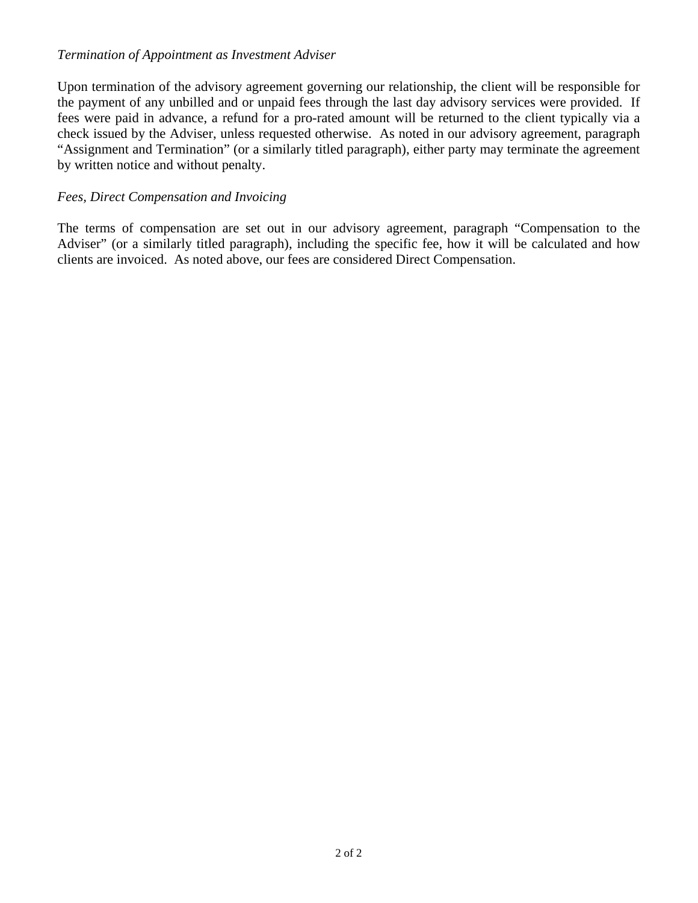*Termination of Appointment as Investment Adviser*

Upon termination of the advisory agreement governing our relationship, the client will be responsible for the payment of any unbilled and or unpaid fees through the last day advisory services were provided. If fees were paid in advance, a refund for a pro-rated amount will be returned to the client typically via a check issued by the Adviser, unless requested otherwise. As noted in our advisory agreement, paragraph "Assignment and Termination" (or a similarly titled paragraph), either party may terminate the agreement by written notice and without penalty.

*Fees, Direct Compensation and Invoicing*

The terms of compensation are set out in our advisory agreement, paragraph "Compensation to the Adviser" (or a similarly titled paragraph), including the specific fee, how it will be calculated and how clients are invoiced. As noted above, our fees are considered Direct Compensation.